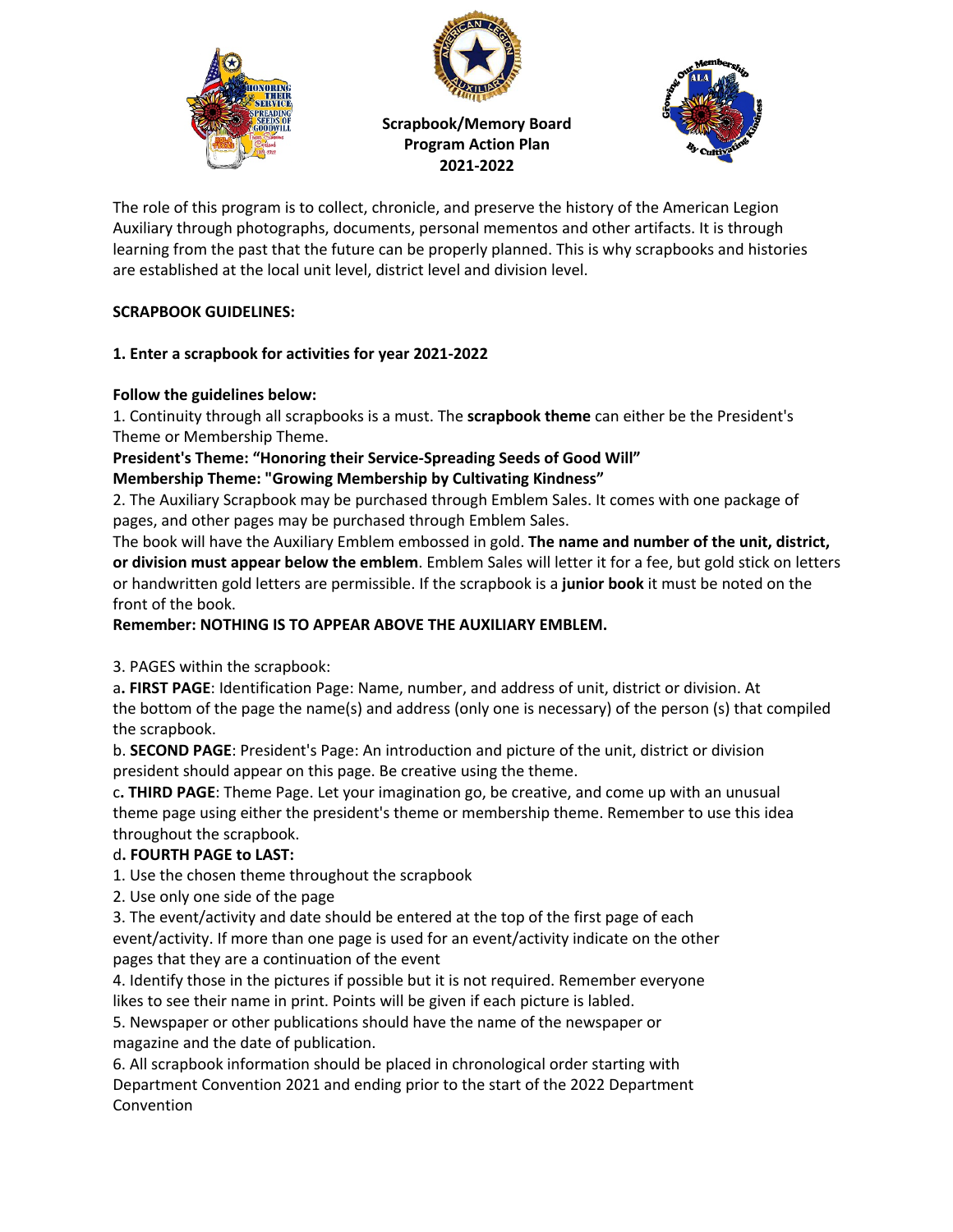# Scrapbook/Memory Board Program Action Plan 2021-2022

The role of this program is to collect, chronicle, and preserve the history of the American Legion Auxiliary through photographs, documents, personal mementos and other artifacts. It is through learning from the past that the future can be properly planned. This is why scrapbooks and histories are established at the local unit level, district level and division level.

**SCRAPBOOK GUIDELINES:**

**1. Enter a scrapbook for activities for year 2021-2022**

**Follow the guidelines below:**

1. Continuity through all scrapbooks is a must. The **scrapbook theme** can either be the President's Theme or Membership Theme.

**President's Theme: "Honoring their Service-Spreading Seeds of Good Will"**
**Membership Theme: "Growing Membership by Cultivating Kindness"**

2. The Auxiliary Scrapbook may be purchased through Emblem Sales. It comes with one package of pages, and other pages may be purchased through Emblem Sales.

The book will have the Auxiliary Emblem embossed in gold. **The name and number of the unit, district, or division must appear below the emblem**. Emblem Sales will letter it for a fee, but gold stick on letters or handwritten gold letters are permissible. If the scrapbook is a **junior book** it must be noted on the front of the book.

**Remember: NOTHING IS TO APPEAR ABOVE THE AUXILIARY EMBLEM.**

3. PAGES within the scrapbook:

a**. FIRST PAGE**: Identification Page: Name, number, and address of unit, district or division. At the bottom of the page the name(s) and address (only one is necessary) of the person (s) that compiled the scrapbook.

b. **SECOND PAGE**: President's Page: An introduction and picture of the unit, district or division president should appear on this page. Be creative using the theme.

c**. THIRD PAGE**: Theme Page. Let your imagination go, be creative, and come up with an unusual theme page using either the president's theme or membership theme. Remember to use this idea throughout the scrapbook.

d**. FOURTH PAGE to LAST:**

1. Use the chosen theme throughout the scrapbook
2. Use only one side of the page
3. The event/activity and date should be entered at the top of the first page of each event/activity. If more than one page is used for an event/activity indicate on the other pages that they are a continuation of the event
4. Identify those in the pictures if possible but it is not required. Remember everyone likes to see their name in print. Points will be given if each picture is labled.
5. Newspaper or other publications should have the name of the newspaper or magazine and the date of publication.
6. All scrapbook information should be placed in chronological order starting with Department Convention 2021 and ending prior to the start of the 2022 Department Convention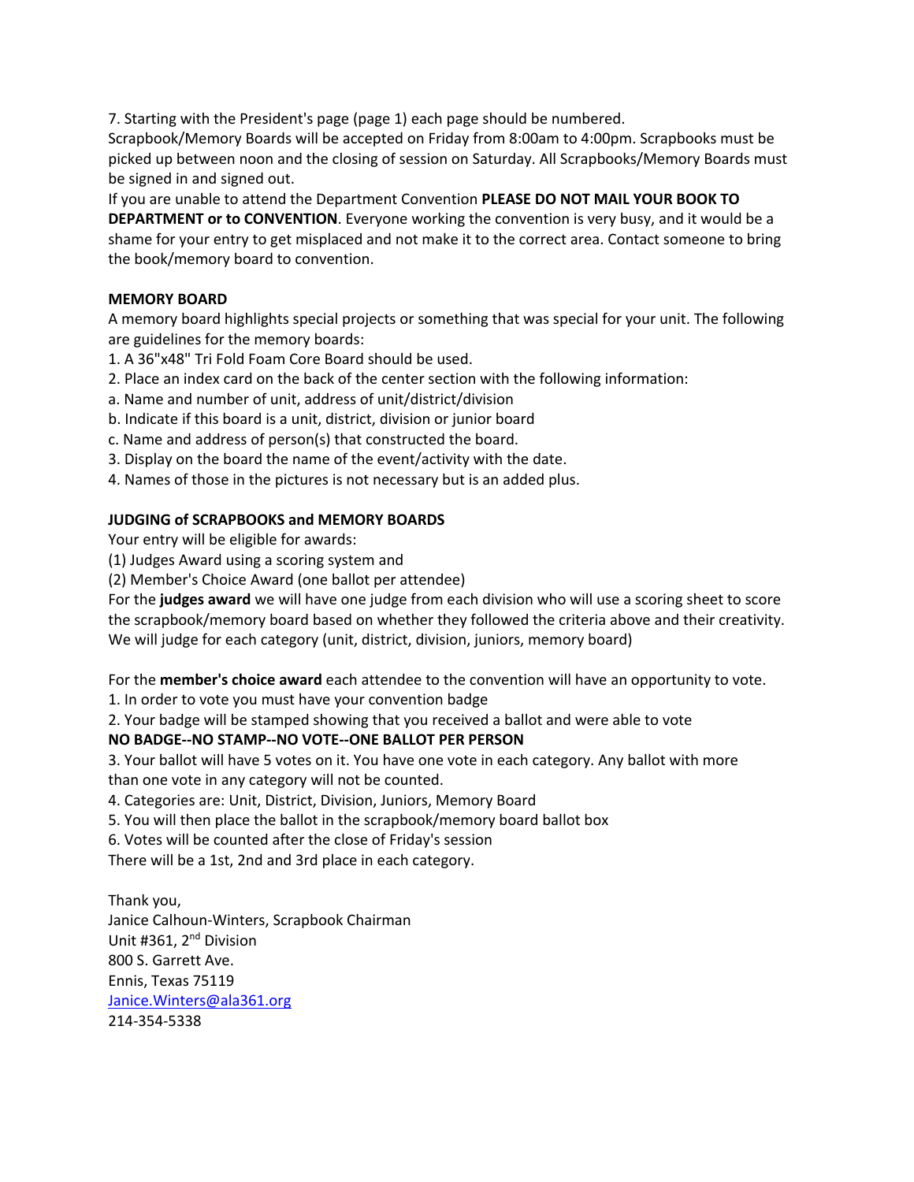7. Starting with the President's page (page 1) each page should be numbered.

Scrapbook/Memory Boards will be accepted on Friday from 8:00am to 4:00pm. Scrapbooks must be picked up between noon and the closing of session on Saturday. All Scrapbooks/Memory Boards must be signed in and signed out.

If you are unable to attend the Department Convention **PLEASE DO NOT MAIL YOUR BOOK TO DEPARTMENT or to CONVENTION**. Everyone working the convention is very busy, and it would be a shame for your entry to get misplaced and not make it to the correct area. Contact someone to bring the book/memory board to convention.

**MEMORY BOARD**

A memory board highlights special projects or something that was special for your unit. The following are guidelines for the memory boards:

1. A 36"x48" Tri Fold Foam Core Board should be used.
2. Place an index card on the back of the center section with the following information:
   a. Name and number of unit, address of unit/district/division
   b. Indicate if this board is a unit, district, division or junior board
   c. Name and address of person(s) that constructed the board.
3. Display on the board the name of the event/activity with the date.
4. Names of those in the pictures is not necessary but is an added plus.

**JUDGING of SCRAPBOOKS and MEMORY BOARDS**

Your entry will be eligible for awards:

(1) Judges Award using a scoring system and

(2) Member's Choice Award (one ballot per attendee)

For the **judges award** we will have one judge from each division who will use a scoring sheet to score the scrapbook/memory board based on whether they followed the criteria above and their creativity. We will judge for each category (unit, district, division, juniors, memory board)

For the **member's choice award** each attendee to the convention will have an opportunity to vote.

1. In order to vote you must have your convention badge
2. Your badge will be stamped showing that you received a ballot and were able to vote

**NO BADGE--NO STAMP--NO VOTE--ONE BALLOT PER PERSON**

3. Your ballot will have 5 votes on it. You have one vote in each category. Any ballot with more than one vote in any category will not be counted.
4. Categories are: Unit, District, Division, Juniors, Memory Board
5. You will then place the ballot in the scrapbook/memory board ballot box
6. Votes will be counted after the close of Friday's session

There will be a 1st, 2nd and 3rd place in each category.

Thank you,
Janice Calhoun-Winters, Scrapbook Chairman
Unit #361, 2nd Division
800 S. Garrett Ave.
Ennis, Texas 75119
Janice.Winters@ala361.org
214-354-5338